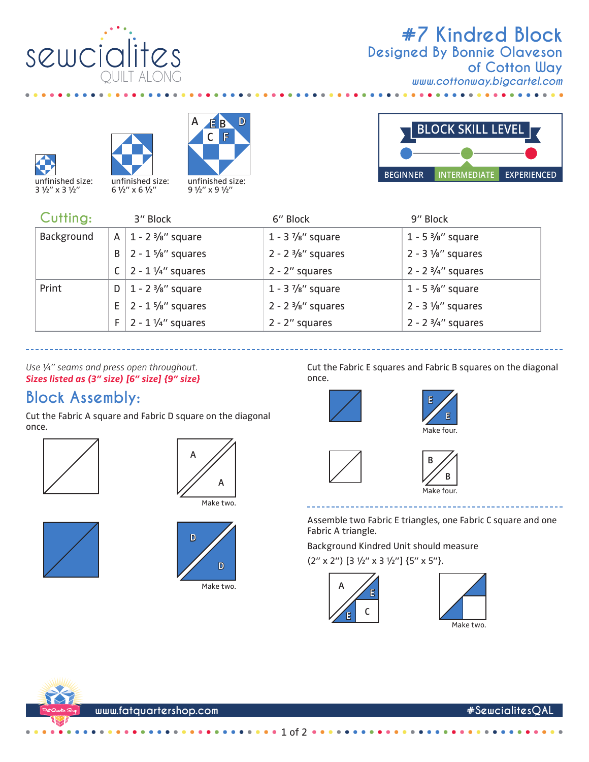# #7 Kindred Block

## Designed By Bonnie Olaveson of Cotton Way

www.cottonway.bigcartel.com

unfinished size: 3 ½" x 3 ½"

unfinished size: 6 ½" x 6 ½"

unfinished size: 9 ½" x 9 ½"

**BLOCK SKILL LEVEL**

BEGINNER | **INTERMEDIATE** | EXPERIENCED

## Cutting:

| | | 3" Block | 6" Block | 9" Block |
|---|---|---|---|---|
| Background | A | 1 - 2 ⅜" square | 1 - 3 ⅞" square | 1 - 5 ⅜" square |
| | B | 2 - 1 ⅝" squares | 2 - 2 ⅜" squares | 2 - 3 ⅛" squares |
| | C | 2 - 1 ¼" squares | 2 - 2" squares | 2 - 2 ¾" squares |
| Print | D | 1 - 2 ⅜" square | 1 - 3 ⅞" square | 1 - 5 ⅜" square |
| | E | 2 - 1 ⅝" squares | 2 - 2 ⅜" squares | 2 - 3 ⅛" squares |
| | F | 2 - 1 ¼" squares | 2 - 2" squares | 2 - 2 ¾" squares |

*Use ¼" seams and press open throughout.*

***Sizes listed as (3" size) [6" size] {9" size}***

## Block Assembly:

Cut the Fabric A square and Fabric D square on the diagonal once.

Make two.

Make two.

Cut the Fabric E squares and Fabric B squares on the diagonal once.

Make four.

Make four.

Assemble two Fabric E triangles, one Fabric C square and one Fabric A triangle.

Background Kindred Unit should measure

(2" x 2") [3 ½" x 3 ½"] {5" x 5"}.

Make two.

www.fatquartershop.com #SewcialitesQAL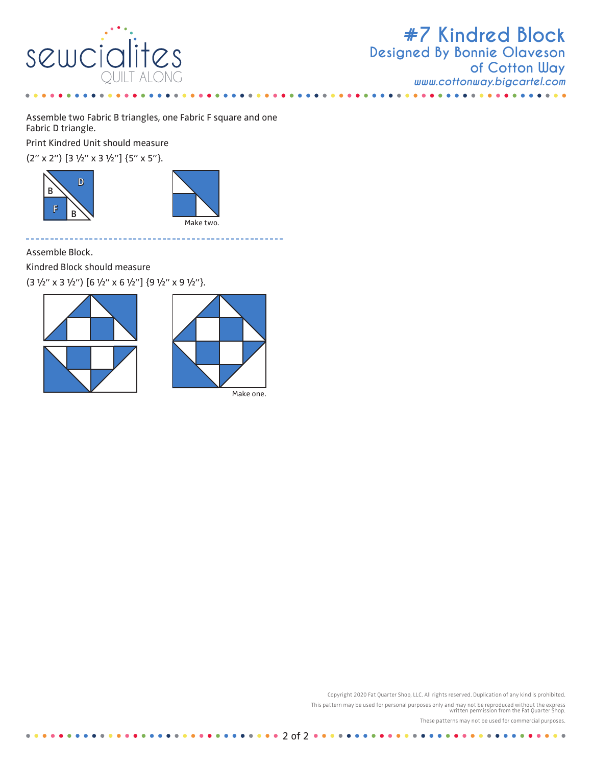# #7 Kindred Block

## Designed By Bonnie Olaveson of Cotton Way

*www.cottonway.bigcartel.com*

Assemble two Fabric B triangles, one Fabric F square and one Fabric D triangle.

Print Kindred Unit should measure

(2" x 2") [3 ½" x 3 ½"] {5" x 5"}.

D

B

F

B

Make two.

Assemble Block.

Kindred Block should measure

(3 ½" x 3 ½") [6 ½" x 6 ½"] {9 ½" x 9 ½"}.

Make one.

Copyright 2020 Fat Quarter Shop, LLC. All rights reserved. Duplication of any kind is prohibited.

This pattern may be used for personal purposes only and may not be reproduced without the express written permission from the Fat Quarter Shop.

These patterns may not be used for commercial purposes.